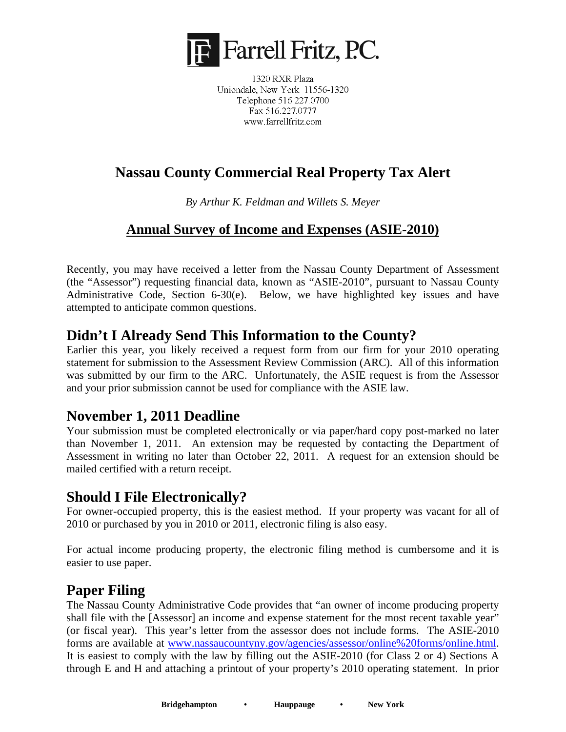# Farrell Fritz, P.C.

1320 RXR Plaza
Uniondale, New York 11556-1320
Telephone 516.227.0700
Fax 516.227.0777
www.farrellfritz.com

## Nassau County Commercial Real Property Tax Alert

*By Arthur K. Feldman and Willets S. Meyer*

### Annual Survey of Income and Expenses (ASIE-2010)

Recently, you may have received a letter from the Nassau County Department of Assessment (the "Assessor") requesting financial data, known as "ASIE-2010", pursuant to Nassau County Administrative Code, Section 6-30(e). Below, we have highlighted key issues and have attempted to anticipate common questions.

## Didn't I Already Send This Information to the County?

Earlier this year, you likely received a request form from our firm for your 2010 operating statement for submission to the Assessment Review Commission (ARC). All of this information was submitted by our firm to the ARC. Unfortunately, the ASIE request is from the Assessor and your prior submission cannot be used for compliance with the ASIE law.

## November 1, 2011 Deadline

Your submission must be completed electronically or via paper/hard copy post-marked no later than November 1, 2011. An extension may be requested by contacting the Department of Assessment in writing no later than October 22, 2011. A request for an extension should be mailed certified with a return receipt.

## Should I File Electronically?

For owner-occupied property, this is the easiest method. If your property was vacant for all of 2010 or purchased by you in 2010 or 2011, electronic filing is also easy.

For actual income producing property, the electronic filing method is cumbersome and it is easier to use paper.

## Paper Filing

The Nassau County Administrative Code provides that "an owner of income producing property shall file with the [Assessor] an income and expense statement for the most recent taxable year" (or fiscal year). This year's letter from the assessor does not include forms. The ASIE-2010 forms are available at www.nassaucountyny.gov/agencies/assessor/online%20forms/online.html. It is easiest to comply with the law by filling out the ASIE-2010 (for Class 2 or 4) Sections A through E and H and attaching a printout of your property's 2010 operating statement. In prior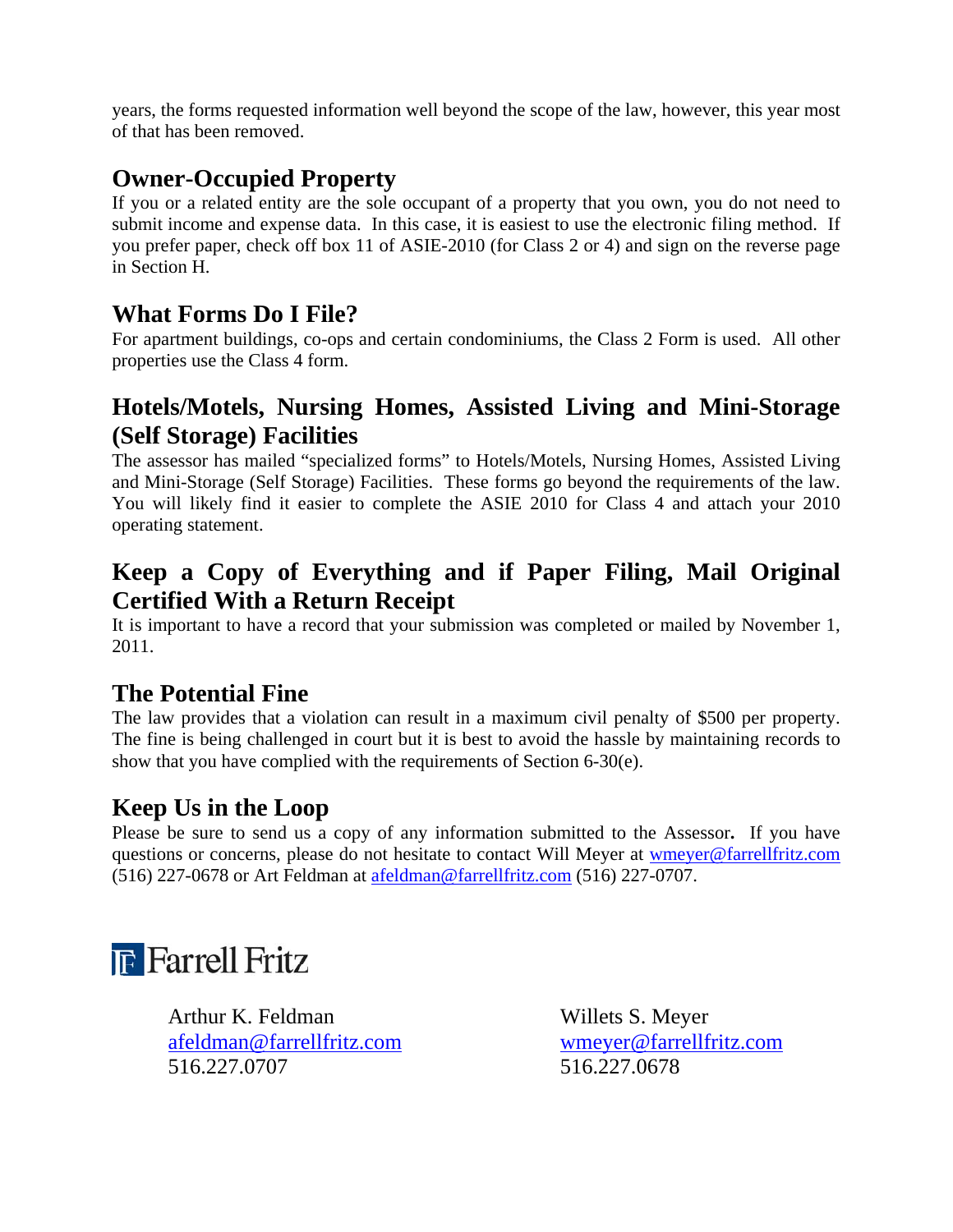years, the forms requested information well beyond the scope of the law, however, this year most of that has been removed.

## Owner-Occupied Property

If you or a related entity are the sole occupant of a property that you own, you do not need to submit income and expense data. In this case, it is easiest to use the electronic filing method. If you prefer paper, check off box 11 of ASIE-2010 (for Class 2 or 4) and sign on the reverse page in Section H.

## What Forms Do I File?

For apartment buildings, co-ops and certain condominiums, the Class 2 Form is used. All other properties use the Class 4 form.

## Hotels/Motels, Nursing Homes, Assisted Living and Mini-Storage (Self Storage) Facilities

The assessor has mailed "specialized forms" to Hotels/Motels, Nursing Homes, Assisted Living and Mini-Storage (Self Storage) Facilities. These forms go beyond the requirements of the law. You will likely find it easier to complete the ASIE 2010 for Class 4 and attach your 2010 operating statement.

## Keep a Copy of Everything and if Paper Filing, Mail Original Certified With a Return Receipt

It is important to have a record that your submission was completed or mailed by November 1, 2011.

## The Potential Fine

The law provides that a violation can result in a maximum civil penalty of $500 per property. The fine is being challenged in court but it is best to avoid the hassle by maintaining records to show that you have complied with the requirements of Section 6-30(e).

## Keep Us in the Loop

Please be sure to send us a copy of any information submitted to the Assessor**.** If you have questions or concerns, please do not hesitate to contact Will Meyer at wmeyer@farrellfritz.com (516) 227-0678 or Art Feldman at afeldman@farrellfritz.com (516) 227-0707.

Farrell Fritz

Arthur K. Feldman
afeldman@farrellfritz.com
516.227.0707

Willets S. Meyer
wmeyer@farrellfritz.com
516.227.0678